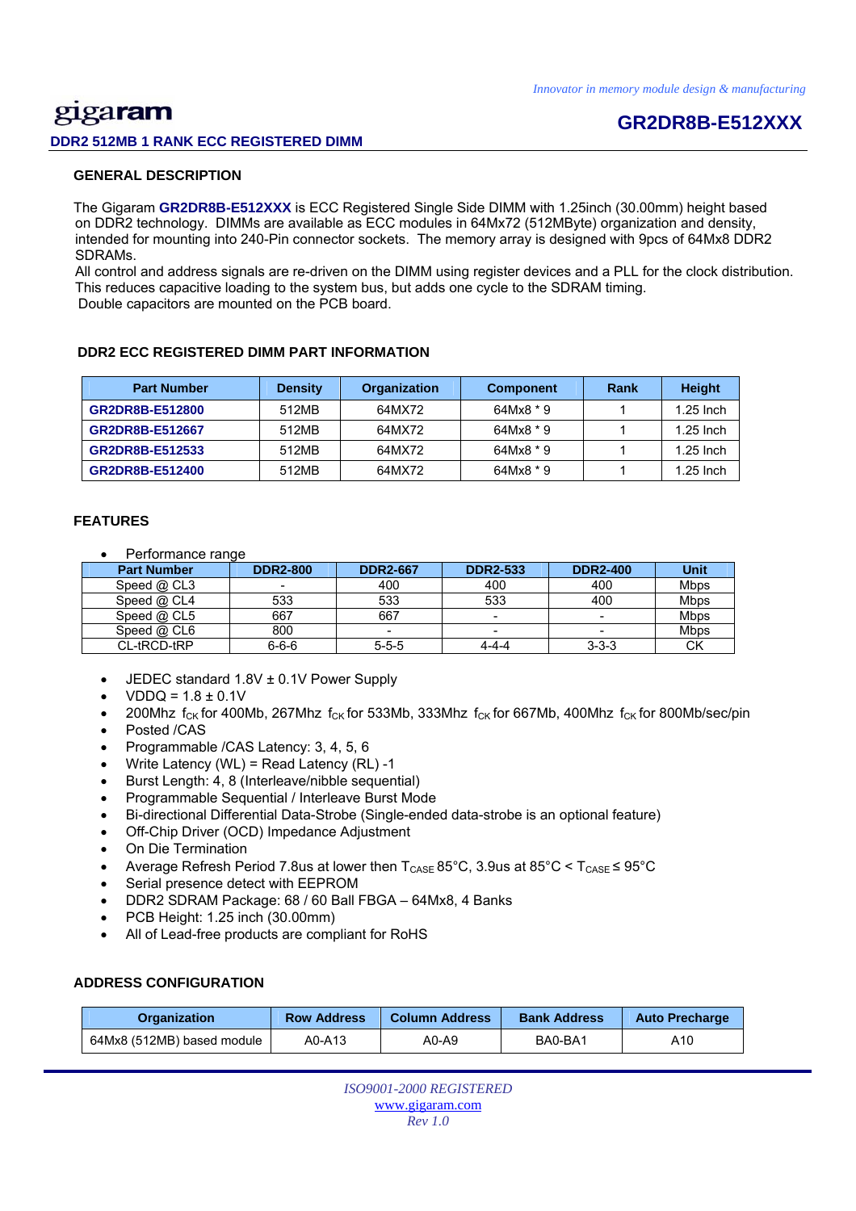# gigaram

**DDR2 512MB 1 RANK ECC REGISTERED DIMM**

**GR2DR8B-E512XXX**

## GENERAL DESCRIPTION

The Gigaram **GR2DR8B-E512XXX** is ECC Registered Single Side DIMM with 1.25inch (30.00mm) height based on DDR2 technology. DIMMs are available as ECC modules in 64Mx72 (512MByte) organization and density, intended for mounting into 240-Pin connector sockets. The memory array is designed with 9pcs of 64Mx8 DDR2 SDRAMs.
All control and address signals are re-driven on the DIMM using register devices and a PLL for the clock distribution. This reduces capacitive loading to the system bus, but adds one cycle to the SDRAM timing.
Double capacitors are mounted on the PCB board.

## DDR2 ECC REGISTERED DIMM PART INFORMATION

| Part Number | Density | Organization | Component | Rank | Height |
|---|---|---|---|---|---|
| **GR2DR8B-E512800** | 512MB | 64MX72 | 64Mx8 * 9 | 1 | 1.25 Inch |
| **GR2DR8B-E512667** | 512MB | 64MX72 | 64Mx8 * 9 | 1 | 1.25 Inch |
| **GR2DR8B-E512533** | 512MB | 64MX72 | 64Mx8 * 9 | 1 | 1.25 Inch |
| **GR2DR8B-E512400** | 512MB | 64MX72 | 64Mx8 * 9 | 1 | 1.25 Inch |

## FEATURES

- Performance range

| Part Number | DDR2-800 | DDR2-667 | DDR2-533 | DDR2-400 | Unit |
|---|---|---|---|---|---|
| Speed @ CL3 | - | 400 | 400 | 400 | Mbps |
| Speed @ CL4 | 533 | 533 | 533 | 400 | Mbps |
| Speed @ CL5 | 667 | 667 | - | - | Mbps |
| Speed @ CL6 | 800 | - | - | - | Mbps |
| CL-tRCD-tRP | 6-6-6 | 5-5-5 | 4-4-4 | 3-3-3 | CK |

- JEDEC standard 1.8V ± 0.1V Power Supply
- VDDQ = 1.8 ± 0.1V
- 200Mhz $f_{CK}$ for 400Mb, 267Mhz $f_{CK}$ for 533Mb, 333Mhz $f_{CK}$ for 667Mb, 400Mhz $f_{CK}$ for 800Mb/sec/pin
- Posted /CAS
- Programmable /CAS Latency: 3, 4, 5, 6
- Write Latency (WL) = Read Latency (RL) -1
- Burst Length: 4, 8 (Interleave/nibble sequential)
- Programmable Sequential / Interleave Burst Mode
- Bi-directional Differential Data-Strobe (Single-ended data-strobe is an optional feature)
- Off-Chip Driver (OCD) Impedance Adjustment
- On Die Termination
- Average Refresh Period 7.8us at lower then $T_{CASE}$ 85°C, 3.9us at 85°C < $T_{CASE}$ ≤ 95°C
- Serial presence detect with EEPROM
- DDR2 SDRAM Package: 68 / 60 Ball FBGA – 64Mx8, 4 Banks
- PCB Height: 1.25 inch (30.00mm)
- All of Lead-free products are compliant for RoHS

## ADDRESS CONFIGURATION

| Organization | Row Address | Column Address | Bank Address | Auto Precharge |
|---|---|---|---|---|
| 64Mx8 (512MB) based module | A0-A13 | A0-A9 | BA0-BA1 | A10 |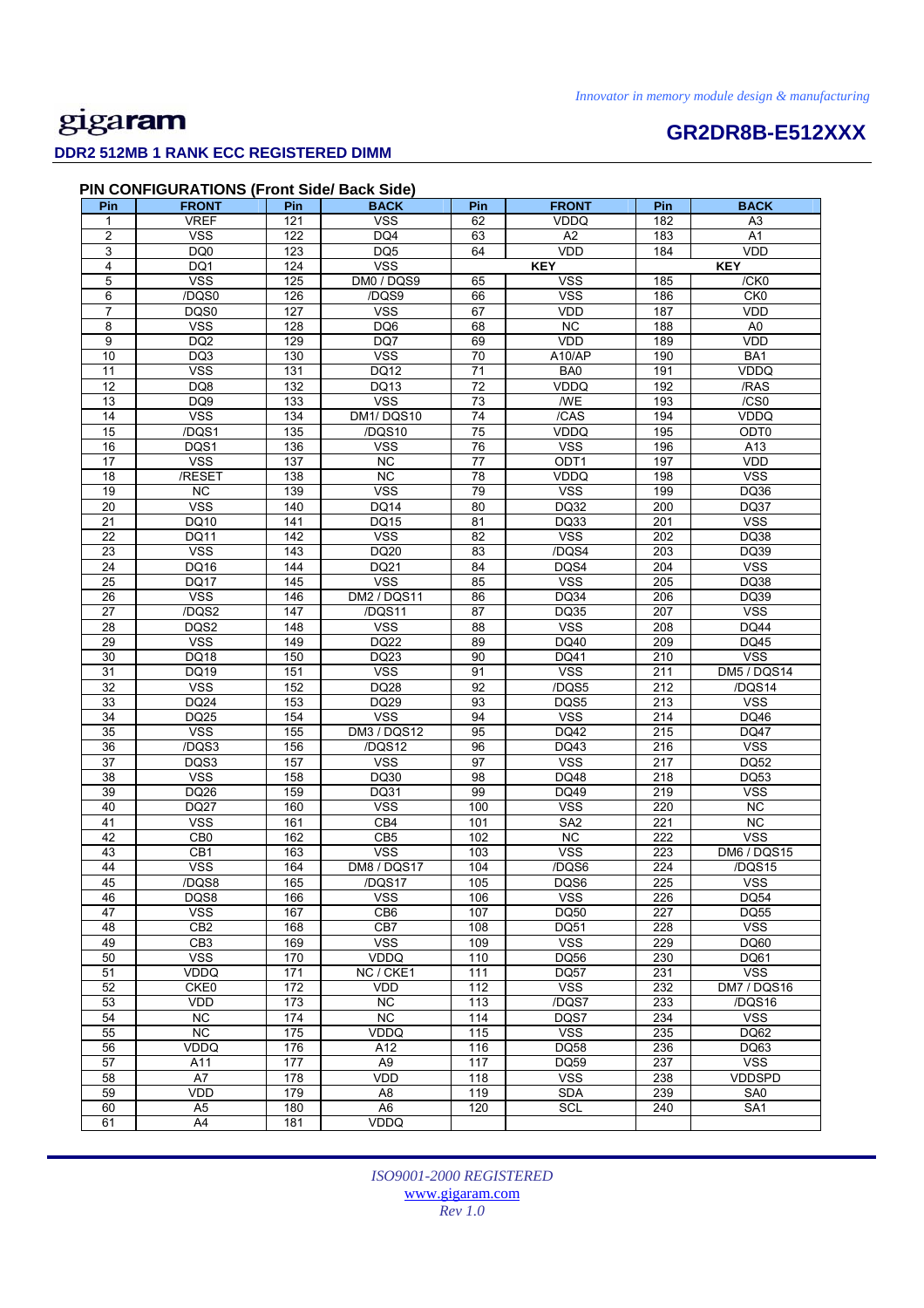## PIN CONFIGURATIONS (Front Side/ Back Side)

| Pin | FRONT | Pin | BACK | Pin | FRONT | Pin | BACK |
|---|---|---|---|---|---|---|---|
| 1 | VREF | 121 | VSS | 62 | VDDQ | 182 | A3 |
| 2 | VSS | 122 | DQ4 | 63 | A2 | 183 | A1 |
| 3 | DQ0 | 123 | DQ5 | 64 | VDD | 184 | VDD |
| 4 | DQ1 | 124 | VSS | KEY | | KEY | |
| 5 | VSS | 125 | DM0 / DQS9 | 65 | VSS | 185 | /CK0 |
| 6 | /DQS0 | 126 | /DQS9 | 66 | VSS | 186 | CK0 |
| 7 | DQS0 | 127 | VSS | 67 | VDD | 187 | VDD |
| 8 | VSS | 128 | DQ6 | 68 | NC | 188 | A0 |
| 9 | DQ2 | 129 | DQ7 | 69 | VDD | 189 | VDD |
| 10 | DQ3 | 130 | VSS | 70 | A10/AP | 190 | BA1 |
| 11 | VSS | 131 | DQ12 | 71 | BA0 | 191 | VDDQ |
| 12 | DQ8 | 132 | DQ13 | 72 | VDDQ | 192 | /RAS |
| 13 | DQ9 | 133 | VSS | 73 | /WE | 193 | /CS0 |
| 14 | VSS | 134 | DM1/ DQS10 | 74 | /CAS | 194 | VDDQ |
| 15 | /DQS1 | 135 | /DQS10 | 75 | VDDQ | 195 | ODT0 |
| 16 | DQS1 | 136 | VSS | 76 | VSS | 196 | A13 |
| 17 | VSS | 137 | NC | 77 | ODT1 | 197 | VDD |
| 18 | /RESET | 138 | NC | 78 | VDDQ | 198 | VSS |
| 19 | NC | 139 | VSS | 79 | VSS | 199 | DQ36 |
| 20 | VSS | 140 | DQ14 | 80 | DQ32 | 200 | DQ37 |
| 21 | DQ10 | 141 | DQ15 | 81 | DQ33 | 201 | VSS |
| 22 | DQ11 | 142 | VSS | 82 | VSS | 202 | DQ38 |
| 23 | VSS | 143 | DQ20 | 83 | /DQS4 | 203 | DQ39 |
| 24 | DQ16 | 144 | DQ21 | 84 | DQS4 | 204 | VSS |
| 25 | DQ17 | 145 | VSS | 85 | VSS | 205 | DQ38 |
| 26 | VSS | 146 | DM2 / DQS11 | 86 | DQ34 | 206 | DQ39 |
| 27 | /DQS2 | 147 | /DQS11 | 87 | DQ35 | 207 | VSS |
| 28 | DQS2 | 148 | VSS | 88 | VSS | 208 | DQ44 |
| 29 | VSS | 149 | DQ22 | 89 | DQ40 | 209 | DQ45 |
| 30 | DQ18 | 150 | DQ23 | 90 | DQ41 | 210 | VSS |
| 31 | DQ19 | 151 | VSS | 91 | VSS | 211 | DM5 / DQS14 |
| 32 | VSS | 152 | DQ28 | 92 | /DQS5 | 212 | /DQS14 |
| 33 | DQ24 | 153 | DQ29 | 93 | DQS5 | 213 | VSS |
| 34 | DQ25 | 154 | VSS | 94 | VSS | 214 | DQ46 |
| 35 | VSS | 155 | DM3 / DQS12 | 95 | DQ42 | 215 | DQ47 |
| 36 | /DQS3 | 156 | /DQS12 | 96 | DQ43 | 216 | VSS |
| 37 | DQS3 | 157 | VSS | 97 | VSS | 217 | DQ52 |
| 38 | VSS | 158 | DQ30 | 98 | DQ48 | 218 | DQ53 |
| 39 | DQ26 | 159 | DQ31 | 99 | DQ49 | 219 | VSS |
| 40 | DQ27 | 160 | VSS | 100 | VSS | 220 | NC |
| 41 | VSS | 161 | CB4 | 101 | SA2 | 221 | NC |
| 42 | CB0 | 162 | CB5 | 102 | NC | 222 | VSS |
| 43 | CB1 | 163 | VSS | 103 | VSS | 223 | DM6 / DQS15 |
| 44 | VSS | 164 | DM8 / DQS17 | 104 | /DQS6 | 224 | /DQS15 |
| 45 | /DQS8 | 165 | /DQS17 | 105 | DQS6 | 225 | VSS |
| 46 | DQS8 | 166 | VSS | 106 | VSS | 226 | DQ54 |
| 47 | VSS | 167 | CB6 | 107 | DQ50 | 227 | DQ55 |
| 48 | CB2 | 168 | CB7 | 108 | DQ51 | 228 | VSS |
| 49 | CB3 | 169 | VSS | 109 | VSS | 229 | DQ60 |
| 50 | VSS | 170 | VDDQ | 110 | DQ56 | 230 | DQ61 |
| 51 | VDDQ | 171 | NC / CKE1 | 111 | DQ57 | 231 | VSS |
| 52 | CKE0 | 172 | VDD | 112 | VSS | 232 | DM7 / DQS16 |
| 53 | VDD | 173 | NC | 113 | /DQS7 | 233 | /DQS16 |
| 54 | NC | 174 | NC | 114 | DQS7 | 234 | VSS |
| 55 | NC | 175 | VDDQ | 115 | VSS | 235 | DQ62 |
| 56 | VDDQ | 176 | A12 | 116 | DQ58 | 236 | DQ63 |
| 57 | A11 | 177 | A9 | 117 | DQ59 | 237 | VSS |
| 58 | A7 | 178 | VDD | 118 | VSS | 238 | VDDSPD |
| 59 | VDD | 179 | A8 | 119 | SDA | 239 | SA0 |
| 60 | A5 | 180 | A6 | 120 | SCL | 240 | SA1 |
| 61 | A4 | 181 | VDDQ | | | | |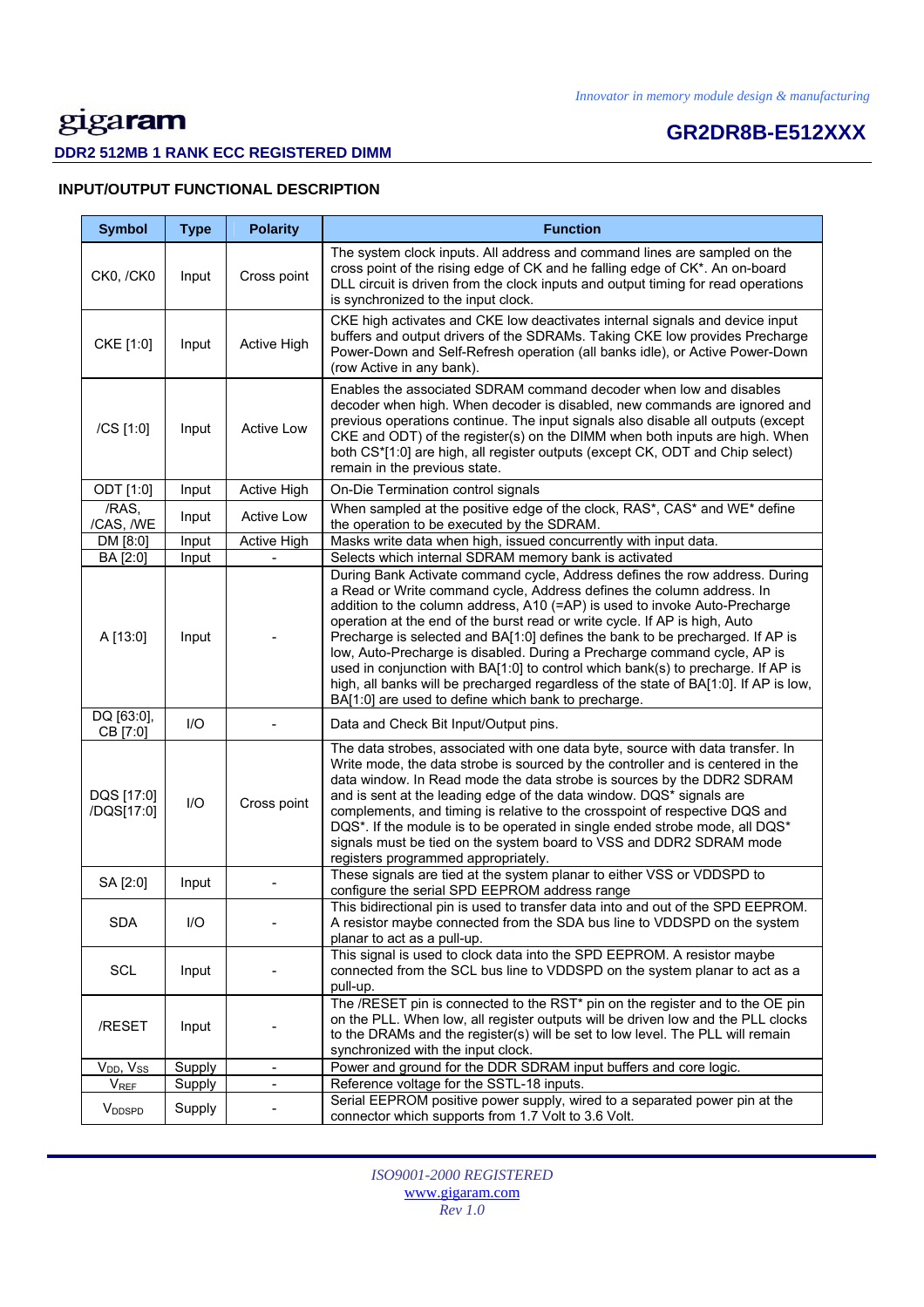## INPUT/OUTPUT FUNCTIONAL DESCRIPTION

| Symbol | Type | Polarity | Function |
|---|---|---|---|
| CK0, /CK0 | Input | Cross point | The system clock inputs. All address and command lines are sampled on the cross point of the rising edge of CK and he falling edge of CK*. An on-board DLL circuit is driven from the clock inputs and output timing for read operations is synchronized to the input clock. |
| CKE [1:0] | Input | Active High | CKE high activates and CKE low deactivates internal signals and device input buffers and output drivers of the SDRAMs. Taking CKE low provides Precharge Power-Down and Self-Refresh operation (all banks idle), or Active Power-Down (row Active in any bank). |
| /CS [1:0] | Input | Active Low | Enables the associated SDRAM command decoder when low and disables decoder when high. When decoder is disabled, new commands are ignored and previous operations continue. The input signals also disable all outputs (except CKE and ODT) of the register(s) on the DIMM when both inputs are high. When both CS*[1:0] are high, all register outputs (except CK, ODT and Chip select) remain in the previous state. |
| ODT [1:0] | Input | Active High | On-Die Termination control signals |
| /RAS, /CAS, /WE | Input | Active Low | When sampled at the positive edge of the clock, RAS*, CAS* and WE* define the operation to be executed by the SDRAM. |
| DM [8:0] | Input | Active High | Masks write data when high, issued concurrently with input data. |
| BA [2:0] | Input | - | Selects which internal SDRAM memory bank is activated |
| A [13:0] | Input | - | During Bank Activate command cycle, Address defines the row address. During a Read or Write command cycle, Address defines the column address. In addition to the column address, A10 (=AP) is used to invoke Auto-Precharge operation at the end of the burst read or write cycle. If AP is high, Auto Precharge is selected and BA[1:0] defines the bank to be precharged. If AP is low, Auto-Precharge is disabled. During a Precharge command cycle, AP is used in conjunction with BA[1:0] to control which bank(s) to precharge. If AP is high, all banks will be precharged regardless of the state of BA[1:0]. If AP is low, BA[1:0] are used to define which bank to precharge. |
| DQ [63:0], CB [7:0] | I/O | - | Data and Check Bit Input/Output pins. |
| DQS [17:0] /DQS[17:0] | I/O | Cross point | The data strobes, associated with one data byte, source with data transfer. In Write mode, the data strobe is sourced by the controller and is centered in the data window. In Read mode the data strobe is sources by the DDR2 SDRAM and is sent at the leading edge of the data window. DQS* signals are complements, and timing is relative to the crosspoint of respective DQS and DQS*. If the module is to be operated in single ended strobe mode, all DQS* signals must be tied on the system board to VSS and DDR2 SDRAM mode registers programmed appropriately. |
| SA [2:0] | Input | - | These signals are tied at the system planar to either VSS or VDDSPD to configure the serial SPD EEPROM address range |
| SDA | I/O | - | This bidirectional pin is used to transfer data into and out of the SPD EEPROM. A resistor maybe connected from the SDA bus line to VDDSPD on the system planar to act as a pull-up. |
| SCL | Input | - | This signal is used to clock data into the SPD EEPROM. A resistor maybe connected from the SCL bus line to VDDSPD on the system planar to act as a pull-up. |
| /RESET | Input | - | The /RESET pin is connected to the RST* pin on the register and to the OE pin on the PLL. When low, all register outputs will be driven low and the PLL clocks to the DRAMs and the register(s) will be set to low level. The PLL will remain synchronized with the input clock. |
| $V_{DD}$, $V_{SS}$ | Supply | - | Power and ground for the DDR SDRAM input buffers and core logic. |
| $V_{REF}$ | Supply | - | Reference voltage for the SSTL-18 inputs. |
| $V_{DDSPD}$ | Supply | - | Serial EEPROM positive power supply, wired to a separated power pin at the connector which supports from 1.7 Volt to 3.6 Volt. |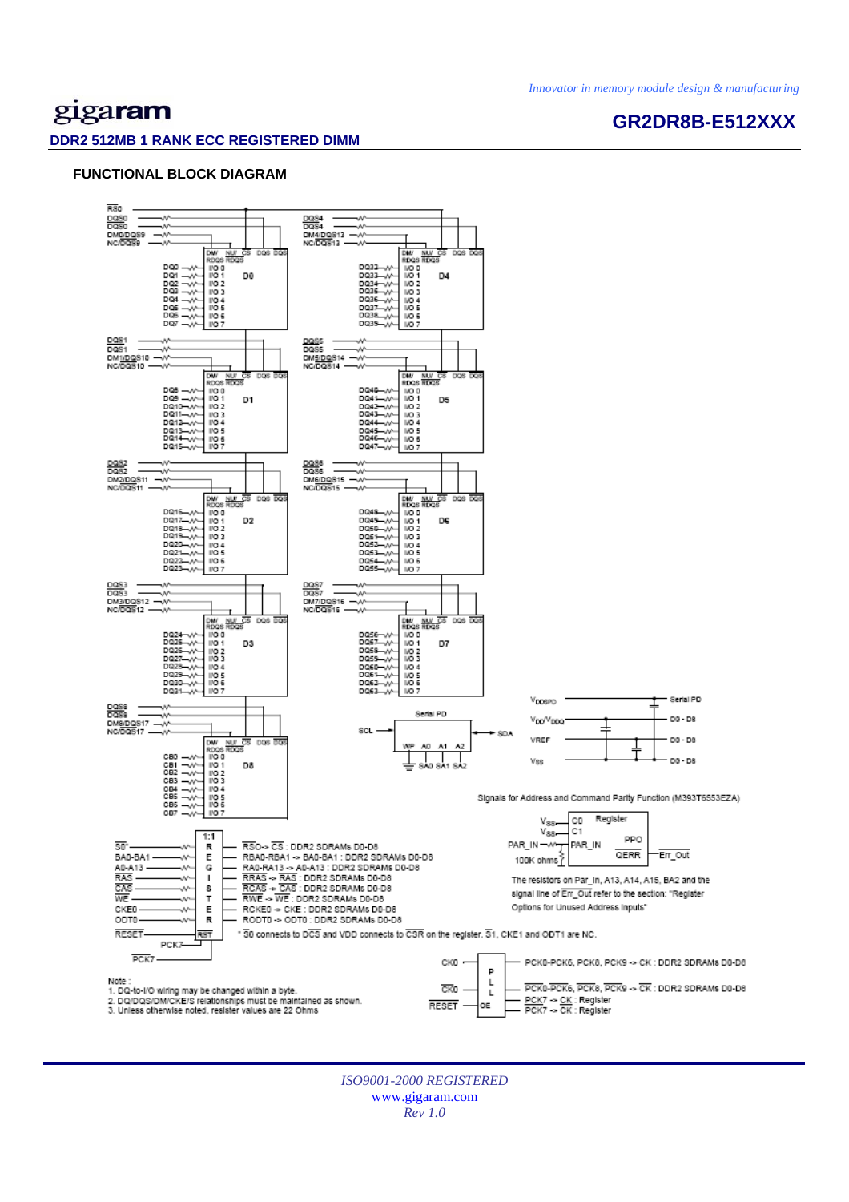## FUNCTIONAL BLOCK DIAGRAM

RS0
DQS0
DQS0
DM0/DQS9
NC/DQS9

DM/RDQS NU/RDQS CS DQS DQS

DQ0 – I/O 0
DQ1 – I/O 1
DQ2 – I/O 2
DQ3 – I/O 3
DQ4 – I/O 4
DQ5 – I/O 5
DQ6 – I/O 6
DQ7 – I/O 7
D0

DQS4
DQS4
DM4/DQS13
NC/DQS13

DQ32 – I/O 0
DQ33 – I/O 1
DQ34 – I/O 2
DQ35 – I/O 3
DQ36 – I/O 4
DQ37 – I/O 5
DQ38 – I/O 6
DQ39 – I/O 7
D4

DQS1
DQS1
DM1/DQS10
NC/DQS10

DQ8 – I/O 0
DQ9 – I/O 1
DQ10 – I/O 2
DQ11 – I/O 3
DQ12 – I/O 4
DQ13 – I/O 5
DQ14 – I/O 6
DQ15 – I/O 7
D1

DQS5
DQS5
DM5/DQS14
NC/DQS14

DQ40 – I/O 0
DQ41 – I/O 1
DQ42 – I/O 2
DQ43 – I/O 3
DQ44 – I/O 4
DQ45 – I/O 5
DQ46 – I/O 6
DQ47 – I/O 7
D5

DQS2
DQS2
DM2/DQS11
NC/DQS11

DQ16 – I/O 0
DQ17 – I/O 1
DQ18 – I/O 2
DQ19 – I/O 3
DQ20 – I/O 4
DQ21 – I/O 5
DQ22 – I/O 6
DQ23 – I/O 7
D2

DQS6
DQS6
DM6/DQS15
NC/DQS15

DQ48 – I/O 0
DQ49 – I/O 1
DQ50 – I/O 2
DQ51 – I/O 3
DQ52 – I/O 4
DQ53 – I/O 5
DQ54 – I/O 6
DQ55 – I/O 7
D6

DQS3
DQS3
DM3/DQS12
NC/DQS12

DQ24 – I/O 0
DQ25 – I/O 1
DQ26 – I/O 2
DQ27 – I/O 3
DQ28 – I/O 4
DQ29 – I/O 5
DQ30 – I/O 6
DQ31 – I/O 7
D3

DQS7
DQS7
DM7/DQS16
NC/DQS16

DQ56 – I/O 0
DQ57 – I/O 1
DQ58 – I/O 2
DQ59 – I/O 3
DQ60 – I/O 4
DQ61 – I/O 5
DQ62 – I/O 6
DQ63 – I/O 7
D7

DQS8
DQS8
DM8/DQS17
NC/DQS17

CB0 – I/O 0
CB1 – I/O 1
CB2 – I/O 2
CB3 – I/O 3
CB4 – I/O 4
CB5 – I/O 5
CB6 – I/O 6
CB7 – I/O 7
D8

Serial PD
SCL — SDA
WP A0 A1 A2
SA0 SA1 SA2

$V_{DDSPD}$ — Serial PD
$V_{DD}/V_{DDQ}$ — D0 - D8
VREF — D0 - D8
$V_{SS}$ — D0 - D8

Signals for Address and Command Parity Function (M393T6553EZA)

$V_{SS}$ – C0 Register
$V_{SS}$ – C1
PAR_IN — PAR_IN PPO
100K ohms QERR — Err_Out

The resistors on Par_In, A13, A14, A15, BA2 and the signal line of Err_Out refer to the section: "Register Options for Unused Address inputs"

1:1 REGISTER

S0* → RS0-> CS : DDR2 SDRAMs D0-D8
BA0-BA1 → RBA0-RBA1 -> BA0-BA1 : DDR2 SDRAMs D0-D8
A0-A13 → RA0-RA13 -> A0-A13 : DDR2 SDRAMs D0-D8
RAS → RRAS -> RAS : DDR2 SDRAMs D0-D8
CAS → RCAS -> CAS : DDR2 SDRAMs D0-D8
WE → RWE -> WE : DDR2 SDRAMs D0-D8
CKE0 → RCKE0 -> CKE : DDR2 SDRAMs D0-D8
ODT0 → RODT0 -> ODT0 : DDR2 SDRAMs D0-D8
RESET → RST
PCK7
PCK7

\* S0 connects to DCS and VDD connects to CSR on the register. S1, CKE1 and ODT1 are NC.

PLL

CK0 → PCK0-PCK6, PCK8, PCK9 -> CK : DDR2 SDRAMs D0-D8
CK0 → PCK0-PCK6, PCK8, PCK9 -> CK : DDR2 SDRAMs D0-D8
RESET → OE
PCK7 -> CK : Register
PCK7 -> CK : Register

Note :
1. DQ-to-I/O wiring may be changed within a byte.
2. DQ/DQS/DM/CKE/S relationships must be maintained as shown.
3. Unless otherwise noted, resister values are 22 Ohms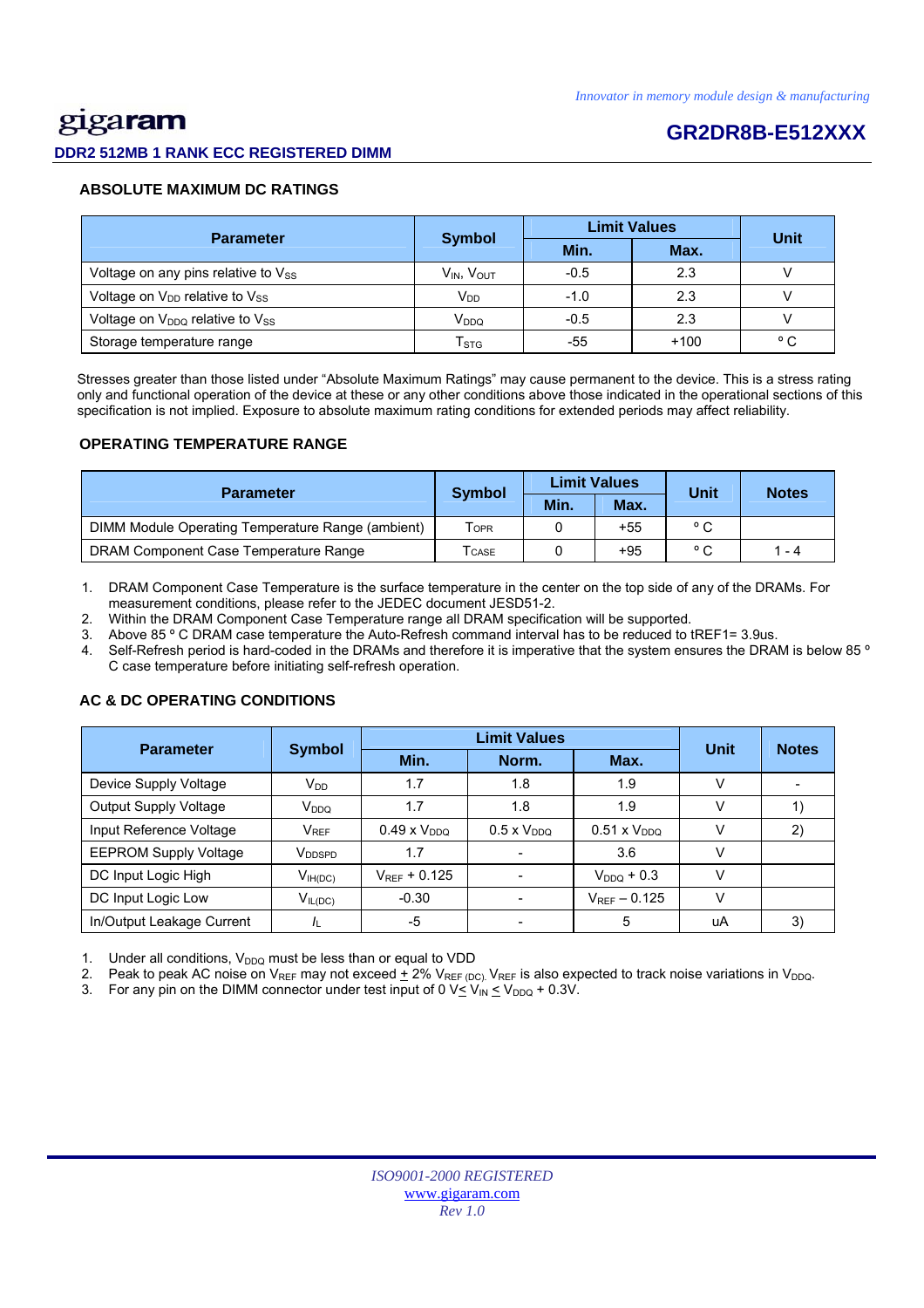## ABSOLUTE MAXIMUM DC RATINGS

| Parameter | Symbol | Limit Values | | Unit |
|---|---|---|---|---|
| | | Min. | Max. | |
| Voltage on any pins relative to $V_{SS}$ | $V_{IN}$, $V_{OUT}$ | -0.5 | 2.3 | V |
| Voltage on $V_{DD}$ relative to $V_{SS}$ | $V_{DD}$ | -1.0 | 2.3 | V |
| Voltage on $V_{DDQ}$ relative to $V_{SS}$ | $V_{DDQ}$ | -0.5 | 2.3 | V |
| Storage temperature range | $T_{STG}$ | -55 | +100 | ° C |

Stresses greater than those listed under "Absolute Maximum Ratings" may cause permanent to the device. This is a stress rating only and functional operation of the device at these or any other conditions above those indicated in the operational sections of this specification is not implied. Exposure to absolute maximum rating conditions for extended periods may affect reliability.

## OPERATING TEMPERATURE RANGE

| Parameter | Symbol | Limit Values | | Unit | Notes |
|---|---|---|---|---|---|
| | | Min. | Max. | | |
| DIMM Module Operating Temperature Range (ambient) | $T_{OPR}$ | 0 | +55 | ° C | |
| DRAM Component Case Temperature Range | $T_{CASE}$ | 0 | +95 | ° C | 1 - 4 |

1. DRAM Component Case Temperature is the surface temperature in the center on the top side of any of the DRAMs. For measurement conditions, please refer to the JEDEC document JESD51-2.
2. Within the DRAM Component Case Temperature range all DRAM specification will be supported.
3. Above 85 ° C DRAM case temperature the Auto-Refresh command interval has to be reduced to tREF1= 3.9us.
4. Self-Refresh period is hard-coded in the DRAMs and therefore it is imperative that the system ensures the DRAM is below 85 ° C case temperature before initiating self-refresh operation.

## AC & DC OPERATING CONDITIONS

| Parameter | Symbol | Limit Values | | | Unit | Notes |
|---|---|---|---|---|---|---|
| | | Min. | Norm. | Max. | | |
| Device Supply Voltage | $V_{DD}$ | 1.7 | 1.8 | 1.9 | V | - |
| Output Supply Voltage | $V_{DDQ}$ | 1.7 | 1.8 | 1.9 | V | 1) |
| Input Reference Voltage | $V_{REF}$ | 0.49 x $V_{DDQ}$ | 0.5 x $V_{DDQ}$ | 0.51 x $V_{DDQ}$ | V | 2) |
| EEPROM Supply Voltage | $V_{DDSPD}$ | 1.7 | - | 3.6 | V | |
| DC Input Logic High | $V_{IH(DC)}$ | $V_{REF}$ + 0.125 | - | $V_{DDQ}$ + 0.3 | V | |
| DC Input Logic Low | $V_{IL(DC)}$ | -0.30 | - | $V_{REF}$ – 0.125 | V | |
| In/Output Leakage Current | $I_L$ | -5 | - | 5 | uA | 3) |

1. Under all conditions, $V_{DDQ}$ must be less than or equal to VDD
2. Peak to peak AC noise on $V_{REF}$ may not exceed ± 2% $V_{REF\ (DC)}$. $V_{REF}$ is also expected to track noise variations in $V_{DDQ}$.
3. For any pin on the DIMM connector under test input of 0 V$\leq V_{IN} \leq V_{DDQ}$ + 0.3V.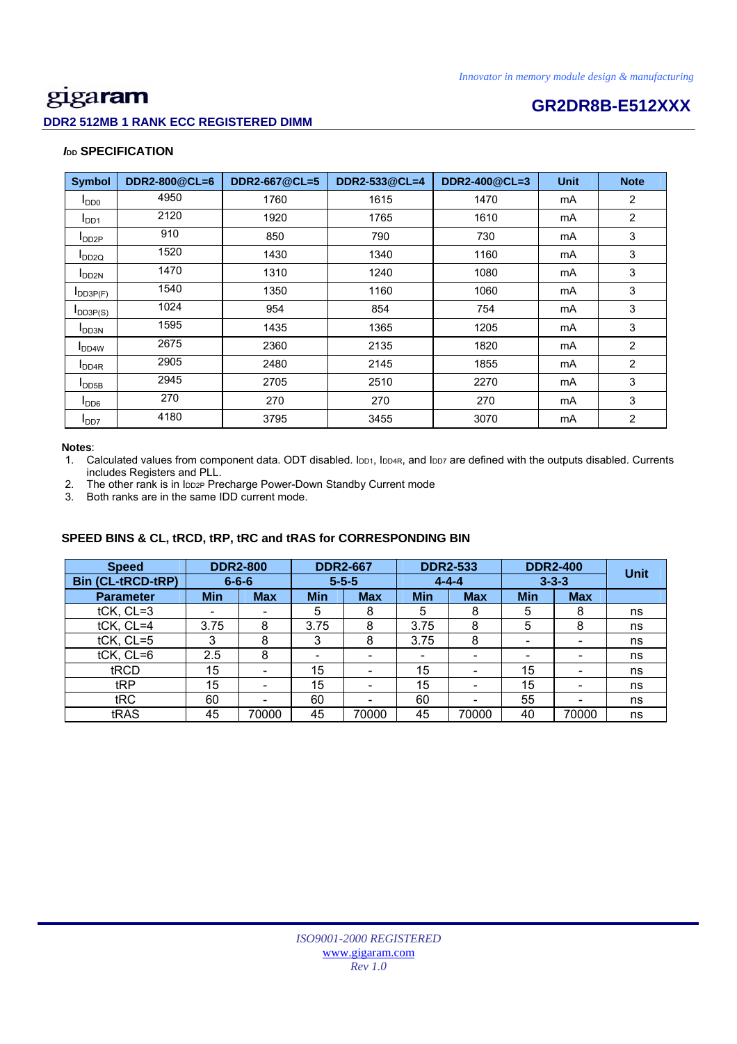## $I_{DD}$ SPECIFICATION

| Symbol | DDR2-800@CL=6 | DDR2-667@CL=5 | DDR2-533@CL=4 | DDR2-400@CL=3 | Unit | Note |
|---|---|---|---|---|---|---|
| $I_{DD0}$ | 4950 | 1760 | 1615 | 1470 | mA | 2 |
| $I_{DD1}$ | 2120 | 1920 | 1765 | 1610 | mA | 2 |
| $I_{DD2P}$ | 910 | 850 | 790 | 730 | mA | 3 |
| $I_{DD2Q}$ | 1520 | 1430 | 1340 | 1160 | mA | 3 |
| $I_{DD2N}$ | 1470 | 1310 | 1240 | 1080 | mA | 3 |
| $I_{DD3P(F)}$ | 1540 | 1350 | 1160 | 1060 | mA | 3 |
| $I_{DD3P(S)}$ | 1024 | 954 | 854 | 754 | mA | 3 |
| $I_{DD3N}$ | 1595 | 1435 | 1365 | 1205 | mA | 3 |
| $I_{DD4W}$ | 2675 | 2360 | 2135 | 1820 | mA | 2 |
| $I_{DD4R}$ | 2905 | 2480 | 2145 | 1855 | mA | 2 |
| $I_{DD5B}$ | 2945 | 2705 | 2510 | 2270 | mA | 3 |
| $I_{DD6}$ | 270 | 270 | 270 | 270 | mA | 3 |
| $I_{DD7}$ | 4180 | 3795 | 3455 | 3070 | mA | 2 |

**Notes**:

1. Calculated values from component data. ODT disabled. $I_{DD1}$, $I_{DD4R}$, and $I_{DD7}$ are defined with the outputs disabled. Currents includes Registers and PLL.
2. The other rank is in $I_{DD2P}$ Precharge Power-Down Standby Current mode
3. Both ranks are in the same IDD current mode.

## SPEED BINS & CL, tRCD, tRP, tRC and tRAS for CORRESPONDING BIN

| Speed | DDR2-800 | | DDR2-667 | | DDR2-533 | | DDR2-400 | | Unit |
|---|---|---|---|---|---|---|---|---|---|
| Bin (CL-tRCD-tRP) | 6-6-6 | | 5-5-5 | | 4-4-4 | | 3-3-3 | | |
| Parameter | Min | Max | Min | Max | Min | Max | Min | Max | |
| tCK, CL=3 | - | - | 5 | 8 | 5 | 8 | 5 | 8 | ns |
| tCK, CL=4 | 3.75 | 8 | 3.75 | 8 | 3.75 | 8 | 5 | 8 | ns |
| tCK, CL=5 | 3 | 8 | 3 | 8 | 3.75 | 8 | - | - | ns |
| tCK, CL=6 | 2.5 | 8 | - | - | - | - | - | - | ns |
| tRCD | 15 | - | 15 | - | 15 | - | 15 | - | ns |
| tRP | 15 | - | 15 | - | 15 | - | 15 | - | ns |
| tRC | 60 | - | 60 | - | 60 | - | 55 | - | ns |
| tRAS | 45 | 70000 | 45 | 70000 | 45 | 70000 | 40 | 70000 | ns |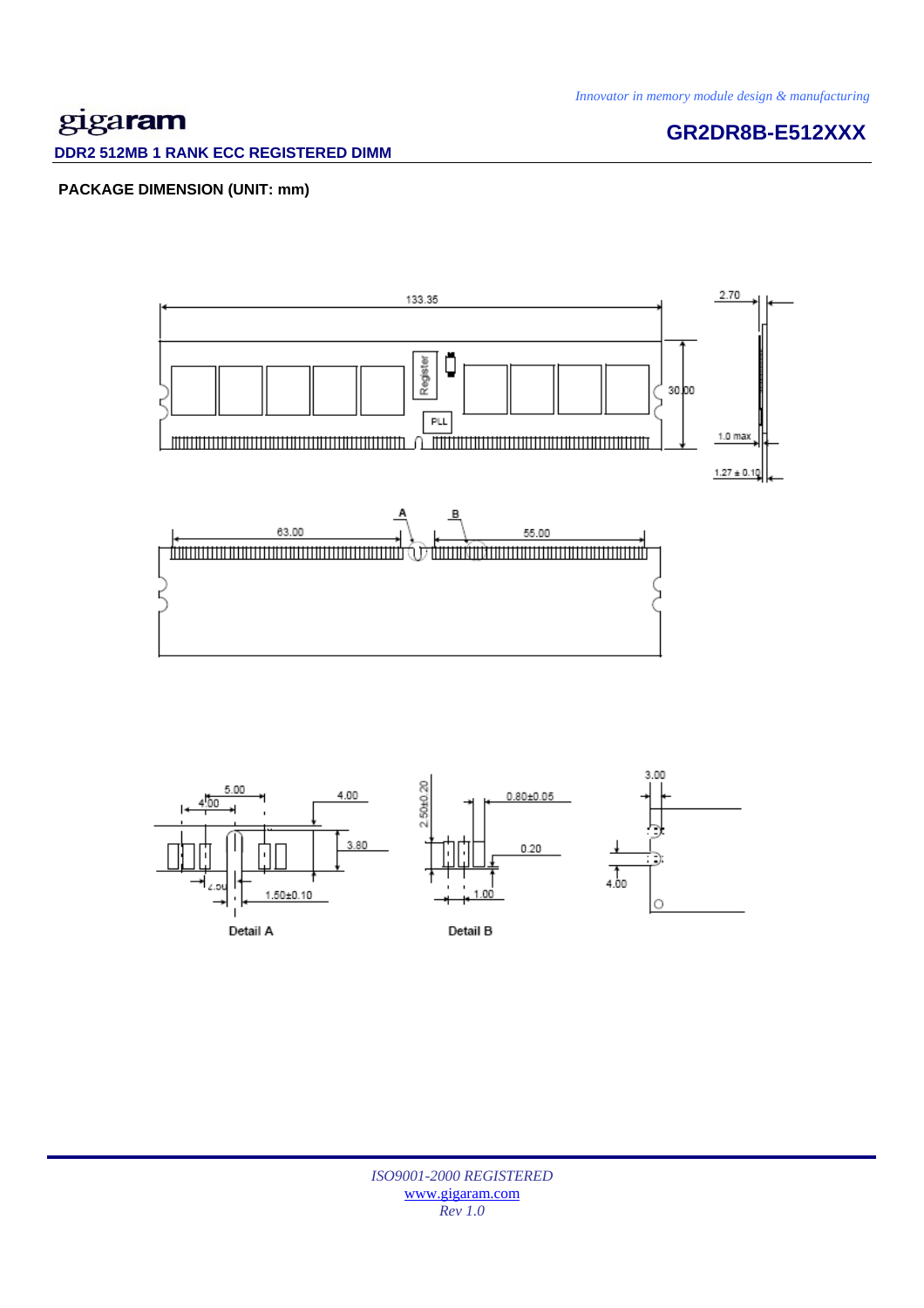gigaram

**DDR2 512MB 1 RANK ECC REGISTERED DIMM**

**GR2DR8B-E512XXX**

*Innovator in memory module design & manufacturing*

**PACKAGE DIMENSION (UNIT: mm)**

133.35

2.70

Register

PLL

30.00

1.0 max

1.27 ± 0.10

A

B

63.00

55.00

5.00

4.00

4.00

3.80

2.50

1.50±0.10

Detail A

2.50±0.20

0.80±0.05

0.20

1.00

Detail B

3.00

4.00

*ISO9001-2000 REGISTERED*
www.gigaram.com
*Rev 1.0*